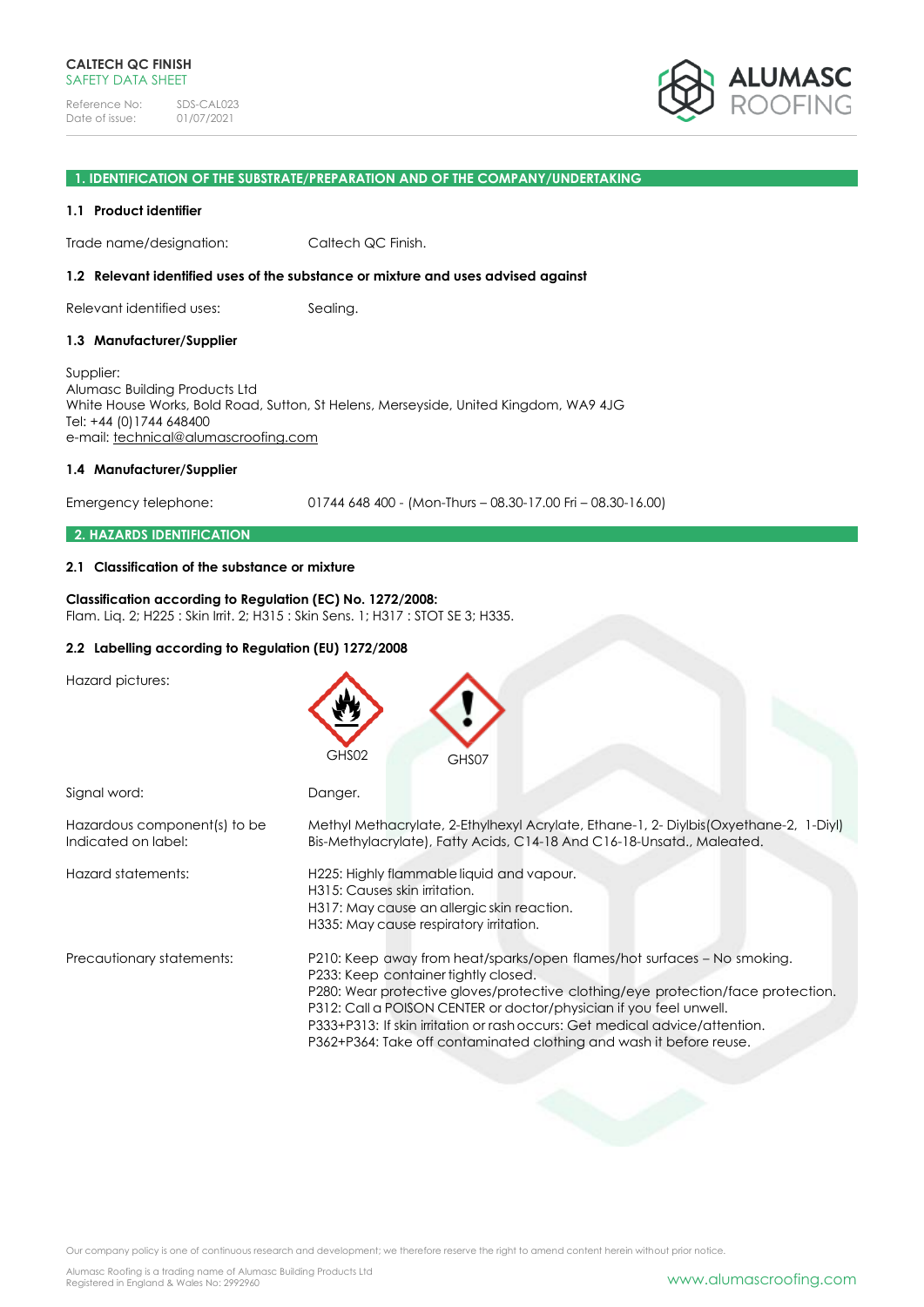**CALTECH QC FINISH**
SAFETY DATA SHEET

Reference No: SDS-CAL023
Date of issue: 01/07/2021

## 1. IDENTIFICATION OF THE SUBSTRATE/PREPARATION AND OF THE COMPANY/UNDERTAKING

### 1.1 Product identifier

Trade name/designation: Caltech QC Finish.

### 1.2 Relevant identified uses of the substance or mixture and uses advised against

Relevant identified uses: Sealing.

### 1.3 Manufacturer/Supplier

Supplier:
Alumasc Building Products Ltd
White House Works, Bold Road, Sutton, St Helens, Merseyside, United Kingdom, WA9 4JG
Tel: +44 (0)1744 648400
e-mail: technical@alumascroofing.com

### 1.4 Manufacturer/Supplier

Emergency telephone: 01744 648 400 - (Mon-Thurs – 08.30-17.00 Fri – 08.30-16.00)

## 2. HAZARDS IDENTIFICATION

### 2.1 Classification of the substance or mixture

**Classification according to Regulation (EC) No. 1272/2008:**
Flam. Liq. 2; H225 : Skin Irrit. 2; H315 : Skin Sens. 1; H317 : STOT SE 3; H335.

### 2.2 Labelling according to Regulation (EU) 1272/2008

Hazard pictures: GHS02 GHS07

Signal word: Danger.

Hazardous component(s) to be Indicated on label: Methyl Methacrylate, 2-Ethylhexyl Acrylate, Ethane-1, 2- Diylbis(Oxyethane-2, 1-Diyl) Bis-Methylacrylate), Fatty Acids, C14-18 And C16-18-Unsatd., Maleated.

Hazard statements:
H225: Highly flammable liquid and vapour.
H315: Causes skin irritation.
H317: May cause an allergic skin reaction.
H335: May cause respiratory irritation.

Precautionary statements:
P210: Keep away from heat/sparks/open flames/hot surfaces – No smoking.
P233: Keep container tightly closed.
P280: Wear protective gloves/protective clothing/eye protection/face protection.
P312: Call a POISON CENTER or doctor/physician if you feel unwell.
P333+P313: If skin irritation or rash occurs: Get medical advice/attention.
P362+P364: Take off contaminated clothing and wash it before reuse.

Our company policy is one of continuous research and development; we therefore reserve the right to amend content herein without prior notice.

Alumasc Roofing is a trading name of Alumasc Building Products Ltd
Registered in England & Wales No: 2992960

www.alumascroofing.com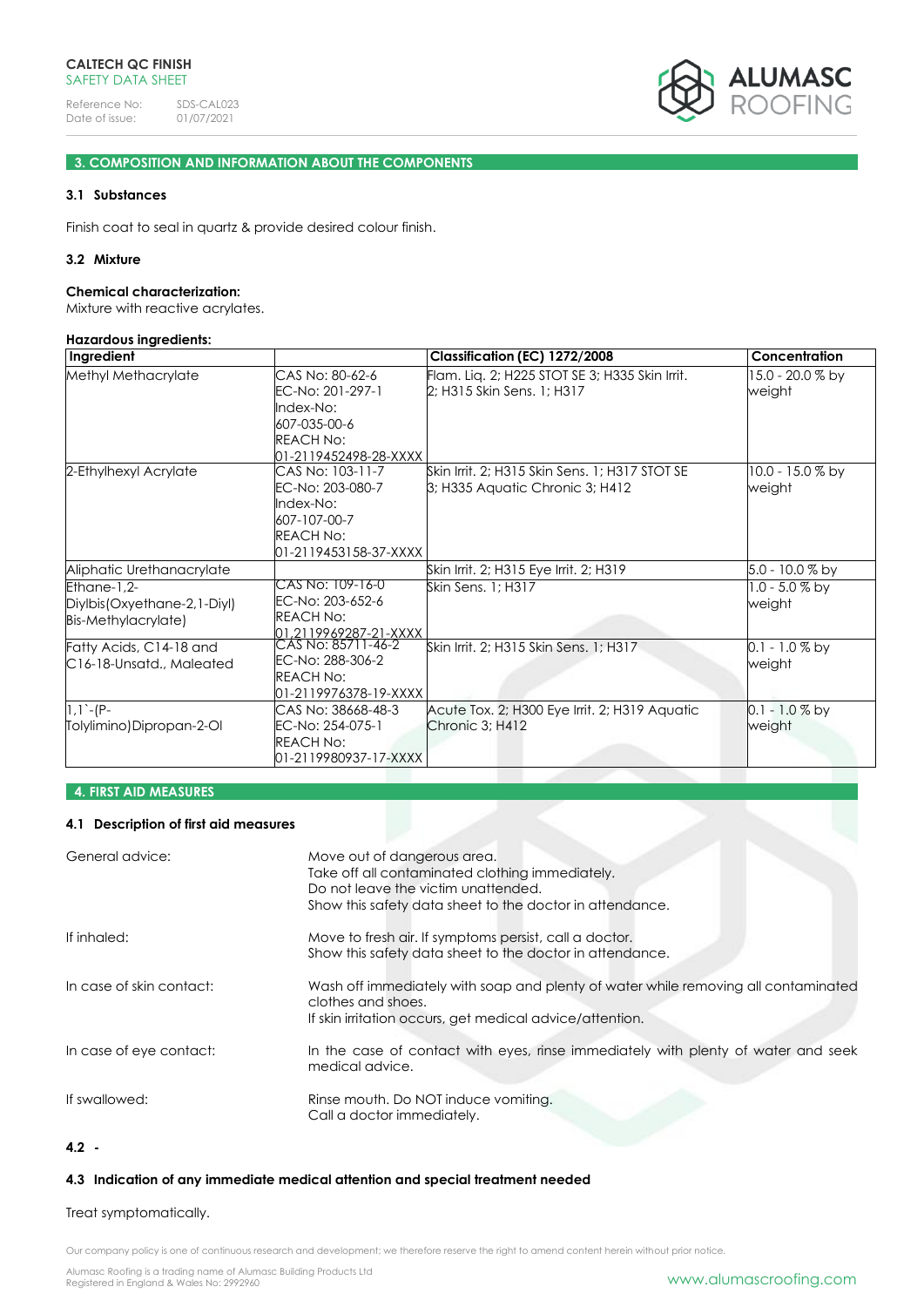## 3. COMPOSITION AND INFORMATION ABOUT THE COMPONENTS

### 3.1 Substances

Finish coat to seal in quartz & provide desired colour finish.

### 3.2 Mixture

**Chemical characterization:**
Mixture with reactive acrylates.

**Hazardous ingredients:**

| Ingredient | | Classification (EC) 1272/2008 | Concentration |
|---|---|---|---|
| Methyl Methacrylate | CAS No: 80-62-6 EC-No: 201-297-1 Index-No: 607-035-00-6 REACH No: 01-2119452498-28-XXXX | Flam. Liq. 2; H225 STOT SE 3; H335 Skin Irrit. 2; H315 Skin Sens. 1; H317 | 15.0 - 20.0 % by weight |
| 2-Ethylhexyl Acrylate | CAS No: 103-11-7 EC-No: 203-080-7 Index-No: 607-107-00-7 REACH No: 01-2119453158-37-XXXX | Skin Irrit. 2; H315 Skin Sens. 1; H317 STOT SE 3; H335 Aquatic Chronic 3; H412 | 10.0 - 15.0 % by weight |
| Aliphatic Urethanacrylate | | Skin Irrit. 2; H315 Eye Irrit. 2; H319 | 5.0 - 10.0 % by |
| Ethane-1,2-Diylbis(Oxyethane-2,1-Diyl) Bis-Methylacrylate) | CAS No: 109-16-0 EC-No: 203-652-6 REACH No: 01-2119969287-21-XXXX | Skin Sens. 1; H317 | 1.0 - 5.0 % by weight |
| Fatty Acids, C14-18 and C16-18-Unsatd., Maleated | CAS No: 85711-46-2 EC-No: 288-306-2 REACH No: 01-2119976378-19-XXXX | Skin Irrit. 2; H315 Skin Sens. 1; H317 | 0.1 - 1.0 % by weight |
| 1,1`-(P-Tolylimino)Dipropan-2-Ol | CAS No: 38668-48-3 EC-No: 254-075-1 REACH No: 01-2119980937-17-XXXX | Acute Tox. 2; H300 Eye Irrit. 2; H319 Aquatic Chronic 3; H412 | 0.1 - 1.0 % by weight |

## 4. FIRST AID MEASURES

### 4.1 Description of first aid measures

General advice:
Move out of dangerous area.
Take off all contaminated clothing immediately.
Do not leave the victim unattended.
Show this safety data sheet to the doctor in attendance.

If inhaled:
Move to fresh air. If symptoms persist, call a doctor.
Show this safety data sheet to the doctor in attendance.

In case of skin contact:
Wash off immediately with soap and plenty of water while removing all contaminated clothes and shoes.
If skin irritation occurs, get medical advice/attention.

In case of eye contact:
In the case of contact with eyes, rinse immediately with plenty of water and seek medical advice.

If swallowed:
Rinse mouth. Do NOT induce vomiting.
Call a doctor immediately.

### 4.2 -

### 4.3 Indication of any immediate medical attention and special treatment needed

Treat symptomatically.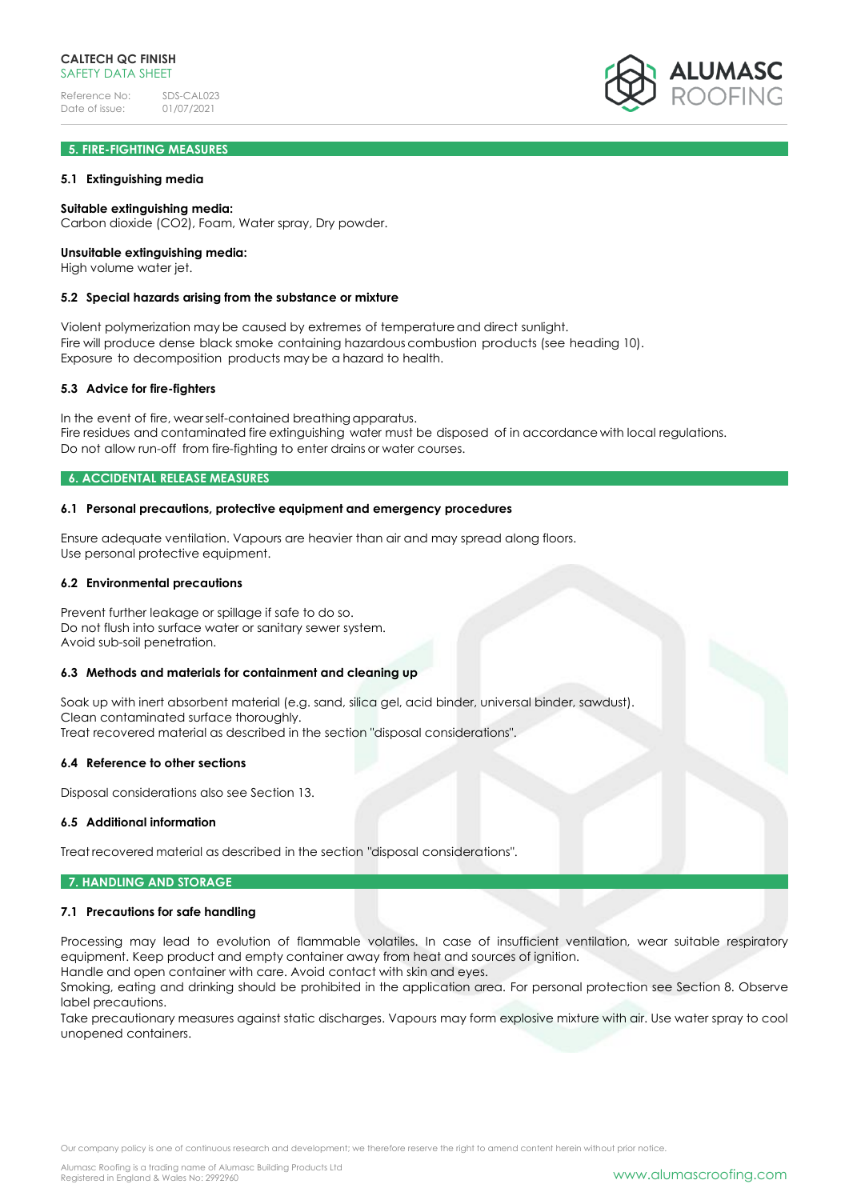## 5. FIRE-FIGHTING MEASURES

### 5.1 Extinguishing media

**Suitable extinguishing media:**
Carbon dioxide ($CO_2$), Foam, Water spray, Dry powder.

**Unsuitable extinguishing media:**
High volume water jet.

### 5.2 Special hazards arising from the substance or mixture

Violent polymerization may be caused by extremes of temperature and direct sunlight.
Fire will produce dense black smoke containing hazardous combustion products (see heading 10).
Exposure to decomposition products may be a hazard to health.

### 5.3 Advice for fire-fighters

In the event of fire, wear self-contained breathing apparatus.
Fire residues and contaminated fire extinguishing water must be disposed of in accordance with local regulations.
Do not allow run-off from fire-fighting to enter drains or water courses.

## 6. ACCIDENTAL RELEASE MEASURES

### 6.1 Personal precautions, protective equipment and emergency procedures

Ensure adequate ventilation. Vapours are heavier than air and may spread along floors.
Use personal protective equipment.

### 6.2 Environmental precautions

Prevent further leakage or spillage if safe to do so.
Do not flush into surface water or sanitary sewer system.
Avoid sub-soil penetration.

### 6.3 Methods and materials for containment and cleaning up

Soak up with inert absorbent material (e.g. sand, silica gel, acid binder, universal binder, sawdust).
Clean contaminated surface thoroughly.
Treat recovered material as described in the section "disposal considerations".

### 6.4 Reference to other sections

Disposal considerations also see Section 13.

### 6.5 Additional information

Treat recovered material as described in the section "disposal considerations".

## 7. HANDLING AND STORAGE

### 7.1 Precautions for safe handling

Processing may lead to evolution of flammable volatiles. In case of insufficient ventilation, wear suitable respiratory equipment. Keep product and empty container away from heat and sources of ignition.
Handle and open container with care. Avoid contact with skin and eyes.
Smoking, eating and drinking should be prohibited in the application area. For personal protection see Section 8. Observe label precautions.
Take precautionary measures against static discharges. Vapours may form explosive mixture with air. Use water spray to cool unopened containers.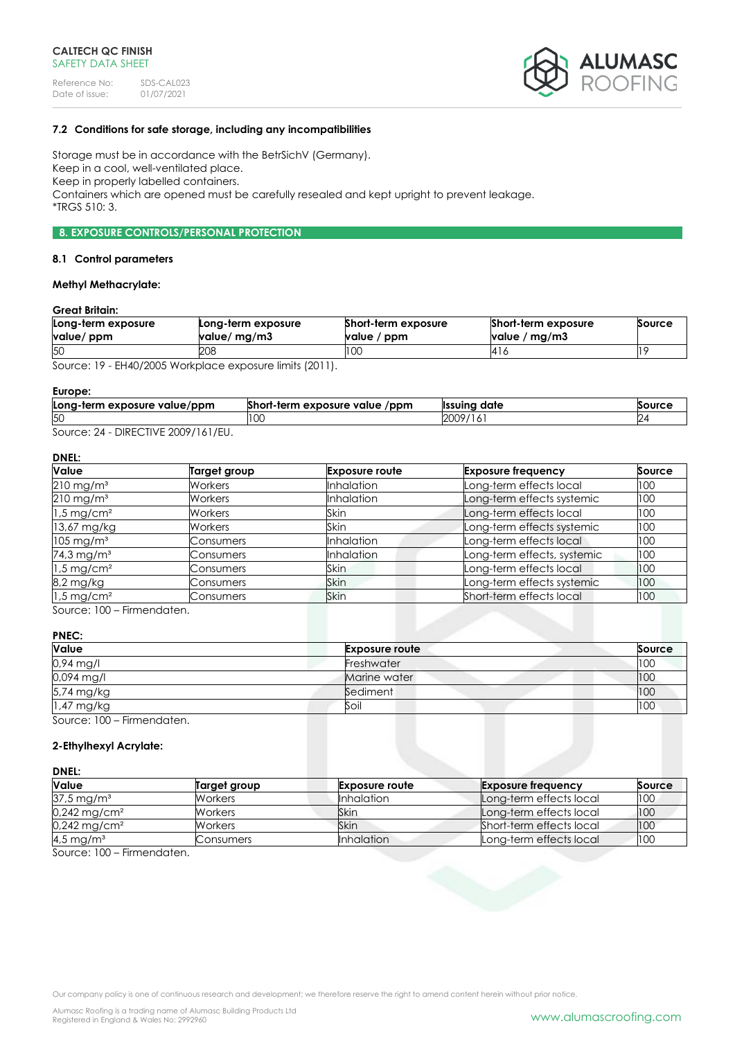### 7.2 Conditions for safe storage, including any incompatibilities

Storage must be in accordance with the BetrSichV (Germany).
Keep in a cool, well-ventilated place.
Keep in properly labelled containers.
Containers which are opened must be carefully resealed and kept upright to prevent leakage.
*TRGS 510: 3.

## 8. EXPOSURE CONTROLS/PERSONAL PROTECTION

### 8.1 Control parameters

**Methyl Methacrylate:**

**Great Britain:**

| Long-term exposure value/ ppm | Long-term exposure value/ mg/m3 | Short-term exposure value / ppm | Short-term exposure value / mg/m3 | Source |
|---|---|---|---|---|
| 50 | 208 | 100 | 416 | 19 |

Source: 19 - EH40/2005 Workplace exposure limits (2011).

**Europe:**

| Long-term exposure value/ppm | Short-term exposure value /ppm | Issuing date | Source |
|---|---|---|---|
| 50 | 100 | 2009/161 | 24 |

Source: 24 - DIRECTIVE 2009/161/EU.

**DNEL:**

| Value | Target group | Exposure route | Exposure frequency | Source |
|---|---|---|---|---|
| 210 mg/m³ | Workers | Inhalation | Long-term effects local | 100 |
| 210 mg/m³ | Workers | Inhalation | Long-term effects systemic | 100 |
| 1,5 mg/cm² | Workers | Skin | Long-term effects local | 100 |
| 13,67 mg/kg | Workers | Skin | Long-term effects systemic | 100 |
| 105 mg/m³ | Consumers | Inhalation | Long-term effects local | 100 |
| 74,3 mg/m³ | Consumers | Inhalation | Long-term effects, systemic | 100 |
| 1,5 mg/cm² | Consumers | Skin | Long-term effects local | 100 |
| 8,2 mg/kg | Consumers | Skin | Long-term effects systemic | 100 |
| 1,5 mg/cm² | Consumers | Skin | Short-term effects local | 100 |

Source: 100 – Firmendaten.

**PNEC:**

| Value | Exposure route | Source |
|---|---|---|
| 0,94 mg/l | Freshwater | 100 |
| 0,094 mg/l | Marine water | 100 |
| 5,74 mg/kg | Sediment | 100 |
| 1,47 mg/kg | Soil | 100 |

Source: 100 – Firmendaten.

**2-Ethylhexyl Acrylate:**

**DNEL:**

| Value | Target group | Exposure route | Exposure frequency | Source |
|---|---|---|---|---|
| 37,5 mg/m³ | Workers | Inhalation | Long-term effects local | 100 |
| 0,242 mg/cm² | Workers | Skin | Long-term effects local | 100 |
| 0,242 mg/cm² | Workers | Skin | Short-term effects local | 100 |
| 4,5 mg/m³ | Consumers | Inhalation | Long-term effects local | 100 |

Source: 100 – Firmendaten.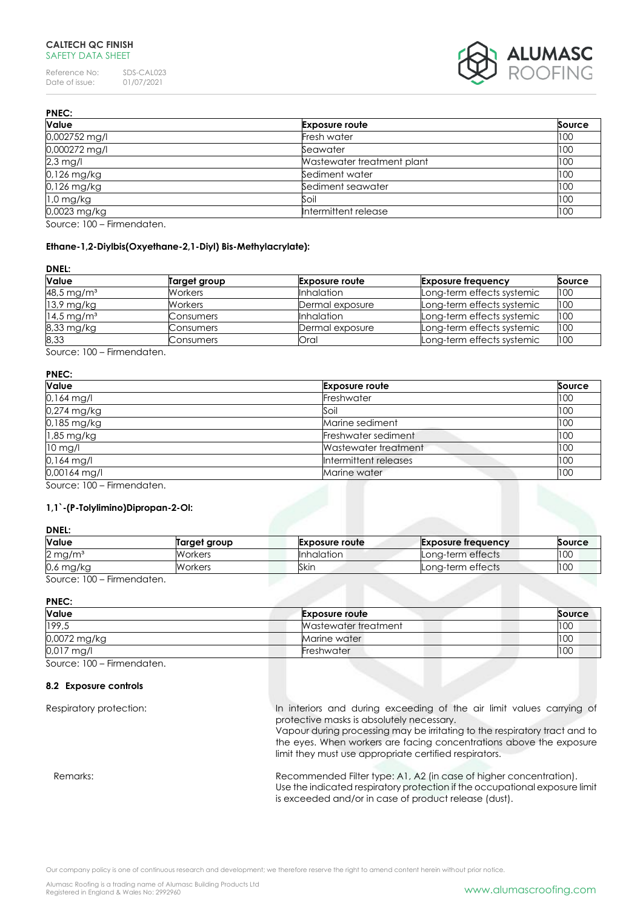**PNEC:**

| Value | Exposure route | Source |
|---|---|---|
| 0,002752 mg/l | Fresh water | 100 |
| 0,000272 mg/l | Seawater | 100 |
| 2,3 mg/l | Wastewater treatment plant | 100 |
| 0,126 mg/kg | Sediment water | 100 |
| 0,126 mg/kg | Sediment seawater | 100 |
| 1,0 mg/kg | Soil | 100 |
| 0,0023 mg/kg | Intermittent release | 100 |

Source: 100 – Firmendaten.

**Ethane-1,2-Diylbis(Oxyethane-2,1-Diyl) Bis-Methylacrylate):**

**DNEL:**

| Value | Target group | Exposure route | Exposure frequency | Source |
|---|---|---|---|---|
| 48,5 mg/m³ | Workers | Inhalation | Long-term effects systemic | 100 |
| 13,9 mg/kg | Workers | Dermal exposure | Long-term effects systemic | 100 |
| 14,5 mg/m³ | Consumers | Inhalation | Long-term effects systemic | 100 |
| 8,33 mg/kg | Consumers | Dermal exposure | Long-term effects systemic | 100 |
| 8,33 | Consumers | Oral | Long-term effects systemic | 100 |

Source: 100 – Firmendaten.

**PNEC:**

| Value | Exposure route | Source |
|---|---|---|
| 0,164 mg/l | Freshwater | 100 |
| 0,274 mg/kg | Soil | 100 |
| 0,185 mg/kg | Marine sediment | 100 |
| 1,85 mg/kg | Freshwater sediment | 100 |
| 10 mg/l | Wastewater treatment | 100 |
| 0,164 mg/l | Intermittent releases | 100 |
| 0,00164 mg/l | Marine water | 100 |

Source: 100 – Firmendaten.

**1,1`-(P-Tolylimino)Dipropan-2-Ol:**

**DNEL:**

| Value | Target group | Exposure route | Exposure frequency | Source |
|---|---|---|---|---|
| 2 mg/m³ | Workers | Inhalation | Long-term effects | 100 |
| 0,6 mg/kg | Workers | Skin | Long-term effects | 100 |

Source: 100 – Firmendaten.

**PNEC:**

| Value | Exposure route | Source |
|---|---|---|
| 199,5 | Wastewater treatment | 100 |
| 0,0072 mg/kg | Marine water | 100 |
| 0,017 mg/l | Freshwater | 100 |

Source: 100 – Firmendaten.

### 8.2 Exposure controls

Respiratory protection: In interiors and during exceeding of the air limit values carrying of protective masks is absolutely necessary. Vapour during processing may be irritating to the respiratory tract and to the eyes. When workers are facing concentrations above the exposure limit they must use appropriate certified respirators.

Remarks: Recommended Filter type: A1, A2 (in case of higher concentration). Use the indicated respiratory protection if the occupational exposure limit is exceeded and/or in case of product release (dust).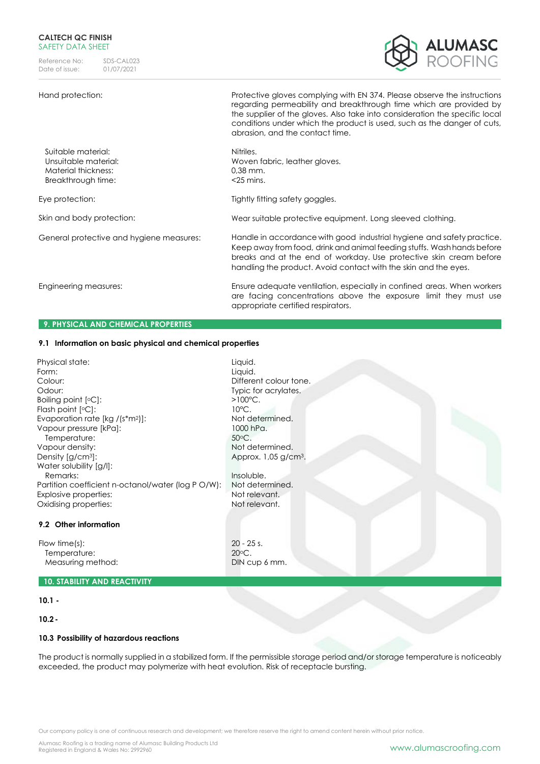| | |
|---|---|
| Hand protection: | Protective gloves complying with EN 374. Please observe the instructions regarding permeability and breakthrough time which are provided by the supplier of the gloves. Also take into consideration the specific local conditions under which the product is used, such as the danger of cuts, abrasion, and the contact time. |
| Suitable material: | Nitriles. |
| Unsuitable material: | Woven fabric, leather gloves. |
| Material thickness: | 0,38 mm. |
| Breakthrough time: | <25 mins. |
| Eye protection: | Tightly fitting safety goggles. |
| Skin and body protection: | Wear suitable protective equipment. Long sleeved clothing. |
| General protective and hygiene measures: | Handle in accordance with good industrial hygiene and safety practice. Keep away from food, drink and animal feeding stuffs. Wash hands before breaks and at the end of workday. Use protective skin cream before handling the product. Avoid contact with the skin and the eyes. |
| Engineering measures: | Ensure adequate ventilation, especially in confined areas. When workers are facing concentrations above the exposure limit they must use appropriate certified respirators. |

## 9. PHYSICAL AND CHEMICAL PROPERTIES

### 9.1 Information on basic physical and chemical properties

| | |
|---|---|
| Physical state: | Liquid. |
| Form: | Liquid. |
| Colour: | Different colour tone. |
| Odour: | Typic for acrylates. |
| Boiling point [°C]: | >100°C. |
| Flash point [°C]: | 10°C. |
| Evaporation rate [kg /(s*m²)]: | Not determined. |
| Vapour pressure [kPa]: | 1000 hPa. |
| Temperature: | 50°C. |
| Vapour density: | Not determined. |
| Density [g/cm³]: | Approx. 1,05 g/cm³. |
| Water solubility [g/l]: | |
| Remarks: | Insoluble. |
| Partition coefficient n-octanol/water (log P O/W): | Not determined. |
| Explosive properties: | Not relevant. |
| Oxidising properties: | Not relevant. |

### 9.2 Other information

| | |
|---|---|
| Flow time(s): | 20 - 25 s. |
| Temperature: | 20°C. |
| Measuring method: | DIN cup 6 mm. |

## 10. STABILITY AND REACTIVITY

### 10.1 -

### 10.2 -

### 10.3 Possibility of hazardous reactions

The product is normally supplied in a stabilized form. If the permissible storage period and/or storage temperature is noticeably exceeded, the product may polymerize with heat evolution. Risk of receptacle bursting.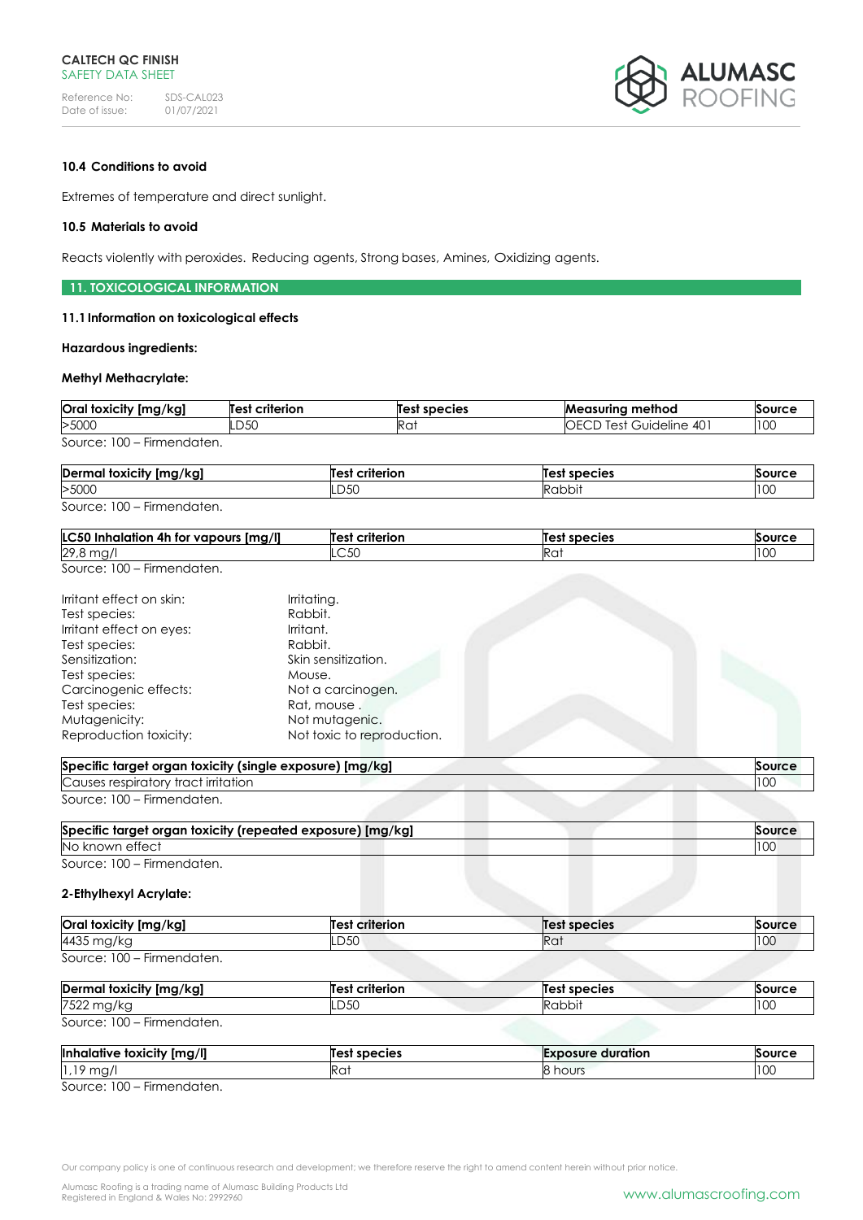### 10.4 Conditions to avoid

Extremes of temperature and direct sunlight.

### 10.5 Materials to avoid

Reacts violently with peroxides. Reducing agents, Strong bases, Amines, Oxidizing agents.

## 11. TOXICOLOGICAL INFORMATION

### 11.1 Information on toxicological effects

**Hazardous ingredients:**

**Methyl Methacrylate:**

| Oral toxicity [mg/kg] | Test criterion | Test species | Measuring method | Source |
|---|---|---|---|---|
| >5000 | LD50 | Rat | OECD Test Guideline 401 | 100 |

Source: 100 – Firmendaten.

| Dermal toxicity [mg/kg] | Test criterion | Test species | Source |
|---|---|---|---|
| >5000 | LD50 | Rabbit | 100 |

Source: 100 – Firmendaten.

| LC50 Inhalation 4h for vapours [mg/l] | Test criterion | Test species | Source |
|---|---|---|---|
| 29,8 mg/l | LC50 | Rat | 100 |

Source: 100 – Firmendaten.

| | |
|---|---|
| Irritant effect on skin: | Irritating. |
| Test species: | Rabbit. |
| Irritant effect on eyes: | Irritant. |
| Test species: | Rabbit. |
| Sensitization: | Skin sensitization. |
| Test species: | Mouse. |
| Carcinogenic effects: | Not a carcinogen. |
| Test species: | Rat, mouse . |
| Mutagenicity: | Not mutagenic. |
| Reproduction toxicity: | Not toxic to reproduction. |

| Specific target organ toxicity (single exposure) [mg/kg] | Source |
|---|---|
| Causes respiratory tract irritation | 100 |

Source: 100 – Firmendaten.

| Specific target organ toxicity (repeated exposure) [mg/kg] | Source |
|---|---|
| No known effect | 100 |

Source: 100 – Firmendaten.

**2-Ethylhexyl Acrylate:**

| Oral toxicity [mg/kg] | Test criterion | Test species | Source |
|---|---|---|---|
| 4435 mg/kg | LD50 | Rat | 100 |

Source: 100 – Firmendaten.

| Dermal toxicity [mg/kg] | Test criterion | Test species | Source |
|---|---|---|---|
| 7522 mg/kg | LD50 | Rabbit | 100 |

Source: 100 – Firmendaten.

| Inhalative toxicity [mg/l] | Test species | Exposure duration | Source |
|---|---|---|---|
| 1,19 mg/l | Rat | 8 hours | 100 |

Source: 100 – Firmendaten.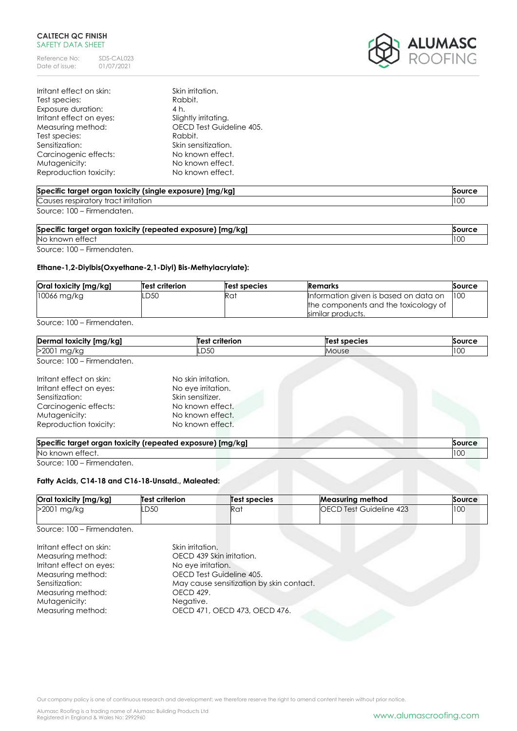Irritant effect on skin: Skin irritation.
Test species: Rabbit.
Exposure duration: 4 h.
Irritant effect on eyes: Slightly irritating.
Measuring method: OECD Test Guideline 405.
Test species: Rabbit.
Sensitization: Skin sensitization.
Carcinogenic effects: No known effect.
Mutagenicity: No known effect.
Reproduction toxicity: No known effect.

| Specific target organ toxicity (single exposure) [mg/kg] | Source |
|---|---|
| Causes respiratory tract irritation | 100 |

Source: 100 – Firmendaten.

| Specific target organ toxicity (repeated exposure) [mg/kg] | Source |
|---|---|
| No known effect | 100 |

Source: 100 – Firmendaten.

**Ethane-1,2-Diylbis(Oxyethane-2,1-Diyl) Bis-Methylacrylate):**

| Oral toxicity [mg/kg] | Test criterion | Test species | Remarks | Source |
|---|---|---|---|---|
| 10066 mg/kg | LD50 | Rat | Information given is based on data on the components and the toxicology of similar products. | 100 |

Source: 100 – Firmendaten.

| Dermal toxicity [mg/kg] | Test criterion | Test species | Source |
|---|---|---|---|
| >2001 mg/kg | LD50 | Mouse | 100 |

Source: 100 – Firmendaten.

Irritant effect on skin: No skin irritation.
Irritant effect on eyes: No eye irritation.
Sensitization: Skin sensitizer.
Carcinogenic effects: No known effect.
Mutagenicity: No known effect.
Reproduction toxicity: No known effect.

| Specific target organ toxicity (repeated exposure) [mg/kg] | Source |
|---|---|
| No known effect. | 100 |

Source: 100 – Firmendaten.

**Fatty Acids, C14-18 and C16-18-Unsatd., Maleated:**

| Oral toxicity [mg/kg] | Test criterion | Test species | Measuring method | Source |
|---|---|---|---|---|
| >2001 mg/kg | LD50 | Rat | OECD Test Guideline 423 | 100 |

Source: 100 – Firmendaten.

Irritant effect on skin: Skin irritation.
Measuring method: OECD 439 Skin irritation.
Irritant effect on eyes: No eye irritation.
Measuring method: OECD Test Guideline 405.
Sensitization: May cause sensitization by skin contact.
Measuring method: OECD 429.
Mutagenicity: Negative.
Measuring method: OECD 471, OECD 473, OECD 476.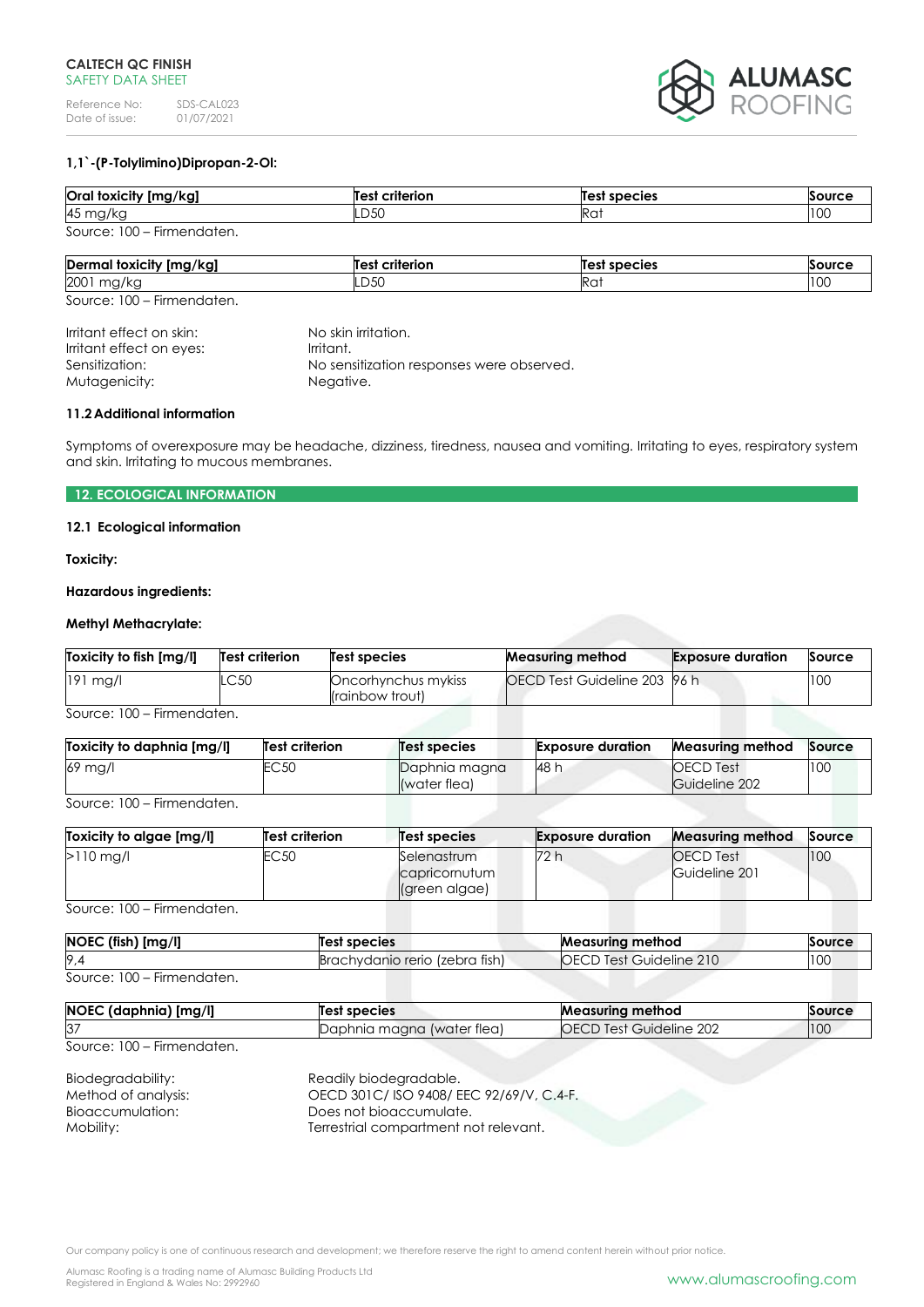**1,1`-(P-Tolylimino)Dipropan-2-Ol:**

| Oral toxicity [mg/kg] | Test criterion | Test species | Source |
|---|---|---|---|
| 45 mg/kg | LD50 | Rat | 100 |

Source: 100 – Firmendaten.

| Dermal toxicity [mg/kg] | Test criterion | Test species | Source |
|---|---|---|---|
| 2001 mg/kg | LD50 | Rat | 100 |

Source: 100 – Firmendaten.

Irritant effect on skin: No skin irritation.
Irritant effect on eyes: Irritant.
Sensitization: No sensitization responses were observed.
Mutagenicity: Negative.

**11.2 Additional information**

Symptoms of overexposure may be headache, dizziness, tiredness, nausea and vomiting. Irritating to eyes, respiratory system and skin. Irritating to mucous membranes.

## 12. ECOLOGICAL INFORMATION

**12.1 Ecological information**

**Toxicity:**

**Hazardous ingredients:**

**Methyl Methacrylate:**

| Toxicity to fish [mg/l] | Test criterion | Test species | Measuring method | Exposure duration | Source |
|---|---|---|---|---|---|
| 191 mg/l | LC50 | Oncorhynchus mykiss (rainbow trout) | OECD Test Guideline 203 | 96 h | 100 |

Source: 100 – Firmendaten.

| Toxicity to daphnia [mg/l] | Test criterion | Test species | Exposure duration | Measuring method | Source |
|---|---|---|---|---|---|
| 69 mg/l | EC50 | Daphnia magna (water flea) | 48 h | OECD Test Guideline 202 | 100 |

Source: 100 – Firmendaten.

| Toxicity to algae [mg/l] | Test criterion | Test species | Exposure duration | Measuring method | Source |
|---|---|---|---|---|---|
| >110 mg/l | EC50 | Selenastrum capricornutum (green algae) | 72 h | OECD Test Guideline 201 | 100 |

Source: 100 – Firmendaten.

| NOEC (fish) [mg/l] | Test species | Measuring method | Source |
|---|---|---|---|
| 9,4 | Brachydanio rerio (zebra fish) | OECD Test Guideline 210 | 100 |

Source: 100 – Firmendaten.

| NOEC (daphnia) [mg/l] | Test species | Measuring method | Source |
|---|---|---|---|
| 37 | Daphnia magna (water flea) | OECD Test Guideline 202 | 100 |

Source: 100 – Firmendaten.

Biodegradability: Readily biodegradable.
Method of analysis: OECD 301C/ ISO 9408/ EEC 92/69/V, C.4-F.
Bioaccumulation: Does not bioaccumulate.
Mobility: Terrestrial compartment not relevant.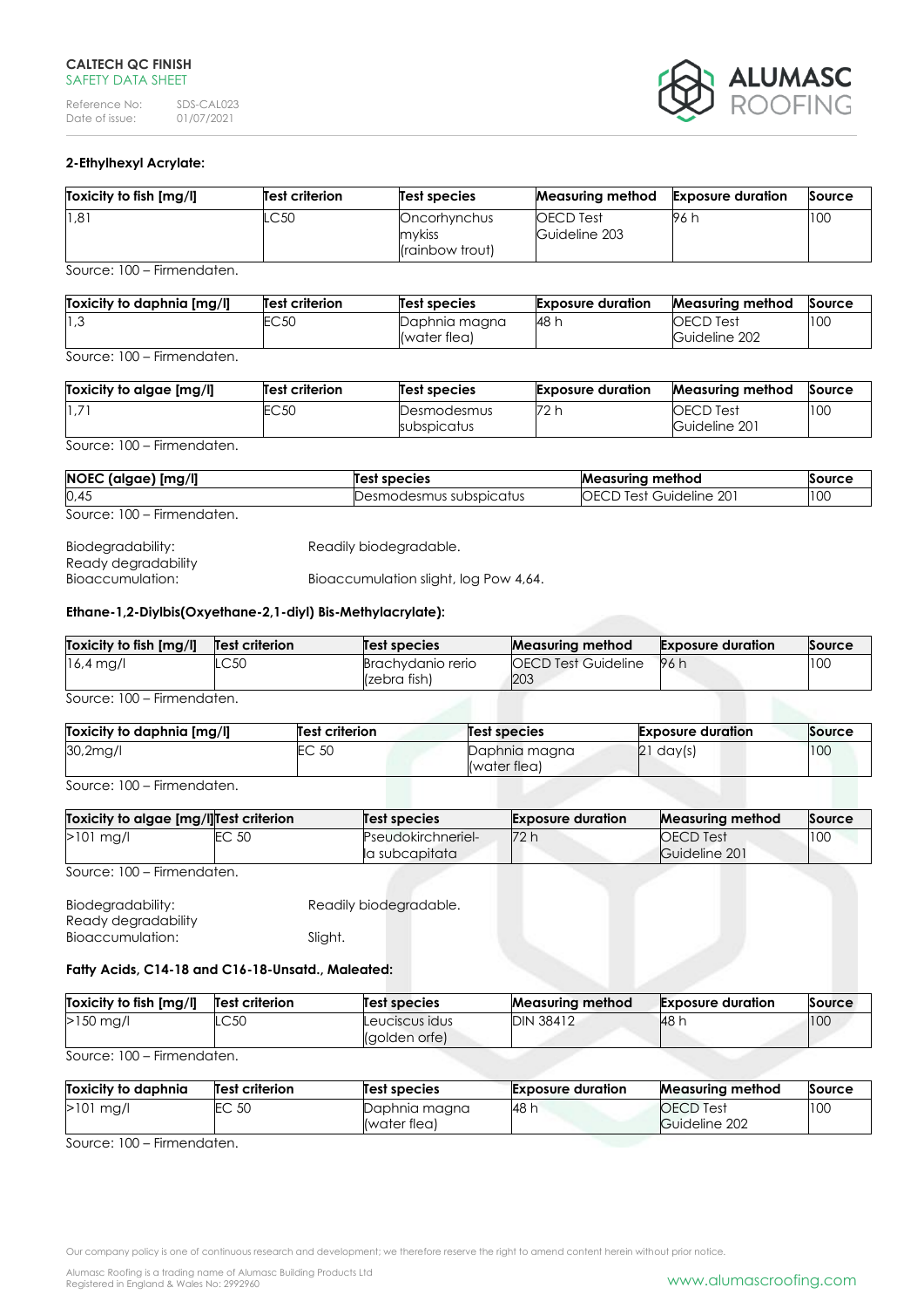**2-Ethylhexyl Acrylate:**

| Toxicity to fish [mg/l] | Test criterion | Test species | Measuring method | Exposure duration | Source |
|---|---|---|---|---|---|
| 1,81 | LC50 | Oncorhynchus mykiss (rainbow trout) | OECD Test Guideline 203 | 96 h | 100 |

Source: 100 – Firmendaten.

| Toxicity to daphnia [mg/l] | Test criterion | Test species | Exposure duration | Measuring method | Source |
|---|---|---|---|---|---|
| 1,3 | EC50 | Daphnia magna (water flea) | 48 h | OECD Test Guideline 202 | 100 |

Source: 100 – Firmendaten.

| Toxicity to algae [mg/l] | Test criterion | Test species | Exposure duration | Measuring method | Source |
|---|---|---|---|---|---|
| 1,71 | EC50 | Desmodesmus subspicatus | 72 h | OECD Test Guideline 201 | 100 |

Source: 100 – Firmendaten.

| NOEC (algae) [mg/l] | Test species | Measuring method | Source |
|---|---|---|---|
| 0,45 | Desmodesmus subspicatus | OECD Test Guideline 201 | 100 |

Source: 100 – Firmendaten.

Biodegradability: Ready degradability — Readily biodegradable.
Bioaccumulation: Bioaccumulation slight, log Pow 4,64.

**Ethane-1,2-Diylbis(Oxyethane-2,1-diyl) Bis-Methylacrylate):**

| Toxicity to fish [mg/l] | Test criterion | Test species | Measuring method | Exposure duration | Source |
|---|---|---|---|---|---|
| 16,4 mg/l | LC50 | Brachydanio rerio (zebra fish) | OECD Test Guideline 203 | 96 h | 100 |

Source: 100 – Firmendaten.

| Toxicity to daphnia [mg/l] | Test criterion | Test species | Exposure duration | Source |
|---|---|---|---|---|
| 30,2mg/l | EC 50 | Daphnia magna (water flea) | 21 day(s) | 100 |

Source: 100 – Firmendaten.

| Toxicity to algae [mg/l] | Test criterion | Test species | Exposure duration | Measuring method | Source |
|---|---|---|---|---|---|
| >101 mg/l | EC 50 | Pseudokirchneriel-la subcapitata | 72 h | OECD Test Guideline 201 | 100 |

Source: 100 – Firmendaten.

Biodegradability: Ready degradability — Readily biodegradable.
Bioaccumulation: Slight.

**Fatty Acids, C14-18 and C16-18-Unsatd., Maleated:**

| Toxicity to fish [mg/l] | Test criterion | Test species | Measuring method | Exposure duration | Source |
|---|---|---|---|---|---|
| >150 mg/l | LC50 | Leuciscus idus (golden orfe) | DIN 38412 | 48 h | 100 |

Source: 100 – Firmendaten.

| Toxicity to daphnia | Test criterion | Test species | Exposure duration | Measuring method | Source |
|---|---|---|---|---|---|
| >101 mg/l | EC 50 | Daphnia magna (water flea) | 48 h | OECD Test Guideline 202 | 100 |

Source: 100 – Firmendaten.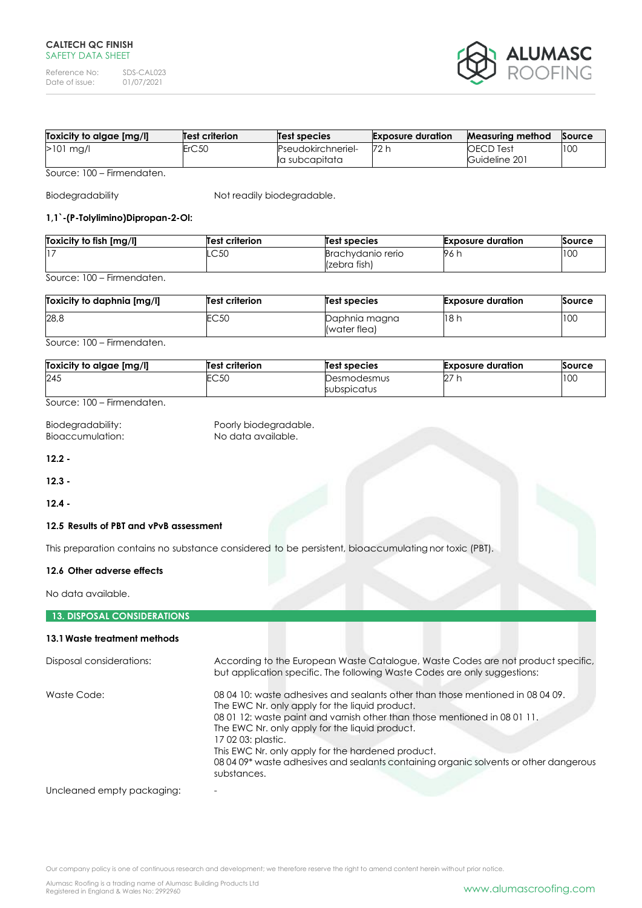| Toxicity to algae [mg/l] | Test criterion | Test species | Exposure duration | Measuring method | Source |
|---|---|---|---|---|---|
| >101 mg/l | ErC50 | Pseudokirchneriel-la subcapitata | 72 h | OECD Test Guideline 201 | 100 |

Source: 100 – Firmendaten.

Biodegradability Not readily biodegradable.

**1,1`-(P-Tolylimino)Dipropan-2-Ol:**

| Toxicity to fish [mg/l] | Test criterion | Test species | Exposure duration | Source |
|---|---|---|---|---|
| 17 | LC50 | Brachydanio rerio (zebra fish) | 96 h | 100 |

Source: 100 – Firmendaten.

| Toxicity to daphnia [mg/l] | Test criterion | Test species | Exposure duration | Source |
|---|---|---|---|---|
| 28,8 | EC50 | Daphnia magna (water flea) | 18 h | 100 |

Source: 100 – Firmendaten.

| Toxicity to algae [mg/l] | Test criterion | Test species | Exposure duration | Source |
|---|---|---|---|---|
| 245 | EC50 | Desmodesmus subspicatus | 27 h | 100 |

Source: 100 – Firmendaten.

Biodegradability: Poorly biodegradable.
Bioaccumulation: No data available.

**12.2 -**

**12.3 -**

**12.4 -**

**12.5 Results of PBT and vPvB assessment**

This preparation contains no substance considered to be persistent, bioaccumulating nor toxic (PBT).

**12.6 Other adverse effects**

No data available.

## 13. DISPOSAL CONSIDERATIONS

**13.1 Waste treatment methods**

Disposal considerations: According to the European Waste Catalogue, Waste Codes are not product specific, but application specific. The following Waste Codes are only suggestions:

Waste Code: 08 04 10: waste adhesives and sealants other than those mentioned in 08 04 09.
The EWC Nr. only apply for the liquid product.
08 01 12: waste paint and varnish other than those mentioned in 08 01 11.
The EWC Nr. only apply for the liquid product.
17 02 03: plastic.
This EWC Nr. only apply for the hardened product.
08 04 09* waste adhesives and sealants containing organic solvents or other dangerous substances.

Uncleaned empty packaging: -

Our company policy is one of continuous research and development; we therefore reserve the right to amend content herein without prior notice.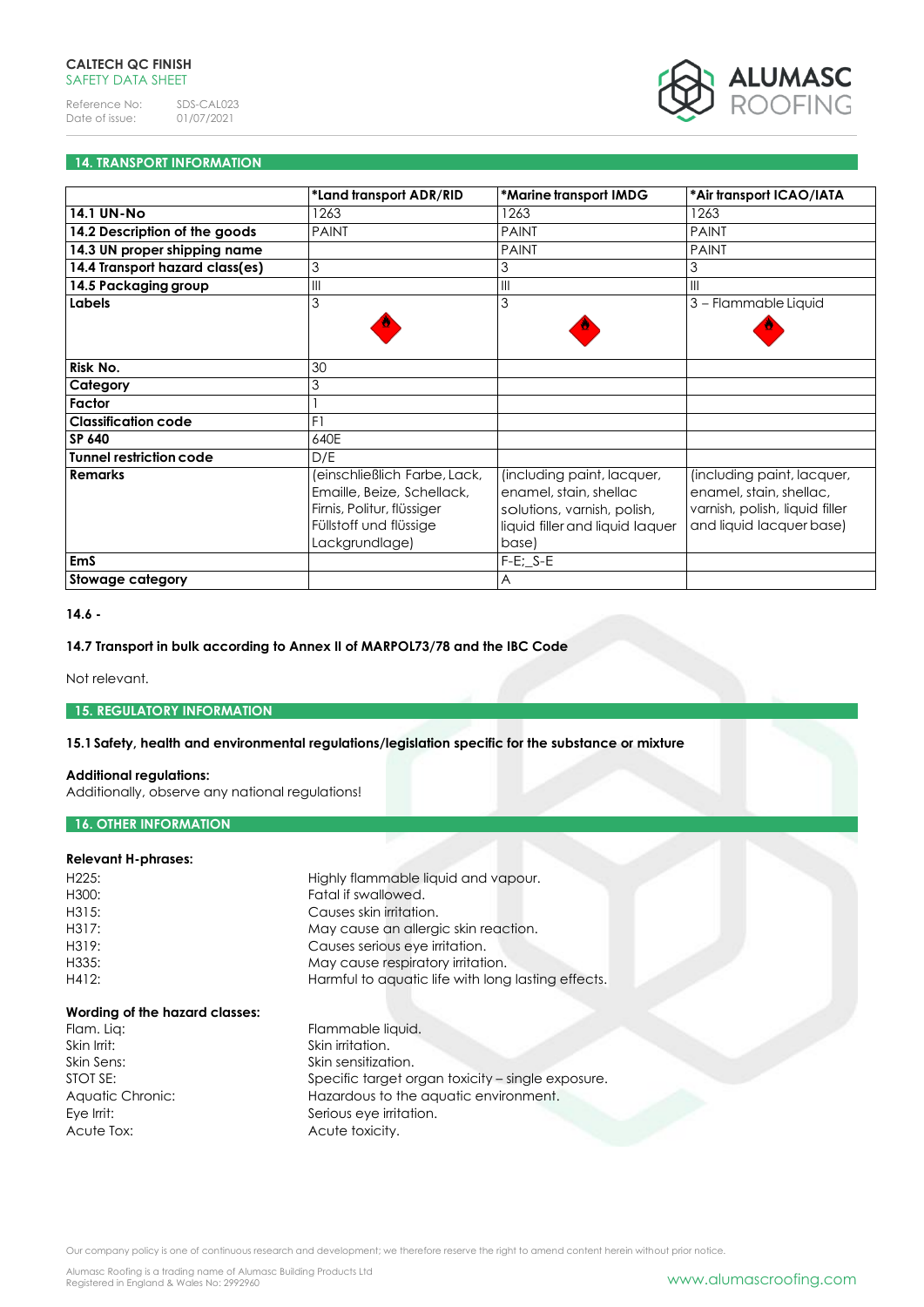## 14. TRANSPORT INFORMATION

| | *Land transport ADR/RID | *Marine transport IMDG | *Air transport ICAO/IATA |
|---|---|---|---|
| **14.1 UN-No** | 1263 | 1263 | 1263 |
| **14.2 Description of the goods** | PAINT | PAINT | PAINT |
| **14.3 UN proper shipping name** | | PAINT | PAINT |
| **14.4 Transport hazard class(es)** | 3 | 3 | 3 |
| **14.5 Packaging group** | III | III | III |
| **Labels** | 3 | 3 | 3 – Flammable Liquid |
| **Risk No.** | 30 | | |
| **Category** | 3 | | |
| **Factor** | 1 | | |
| **Classification code** | F1 | | |
| **SP 640** | 640E | | |
| **Tunnel restriction code** | D/E | | |
| **Remarks** | (einschließlich Farbe, Lack, Emaille, Beize, Schellack, Firnis, Politur, flüssiger Füllstoff und flüssige Lackgrundlage) | (including paint, lacquer, enamel, stain, shellac solutions, varnish, polish, liquid filler and liquid laquer base) | (including paint, lacquer, enamel, stain, shellac, varnish, polish, liquid filler and liquid lacquer base) |
| **EmS** | | F-E;_S-E | |
| **Stowage category** | | A | |

**14.6 -**

**14.7 Transport in bulk according to Annex II of MARPOL73/78 and the IBC Code**

Not relevant.

## 15. REGULATORY INFORMATION

**15.1 Safety, health and environmental regulations/legislation specific for the substance or mixture**

**Additional regulations:**
Additionally, observe any national regulations!

## 16. OTHER INFORMATION

**Relevant H-phrases:**

| | |
|---|---|
| H225: | Highly flammable liquid and vapour. |
| H300: | Fatal if swallowed. |
| H315: | Causes skin irritation. |
| H317: | May cause an allergic skin reaction. |
| H319: | Causes serious eye irritation. |
| H335: | May cause respiratory irritation. |
| H412: | Harmful to aquatic life with long lasting effects. |

**Wording of the hazard classes:**

| | |
|---|---|
| Flam. Liq: | Flammable liquid. |
| Skin Irrit: | Skin irritation. |
| Skin Sens: | Skin sensitization. |
| STOT SE: | Specific target organ toxicity – single exposure. |
| Aquatic Chronic: | Hazardous to the aquatic environment. |
| Eye Irrit: | Serious eye irritation. |
| Acute Tox: | Acute toxicity. |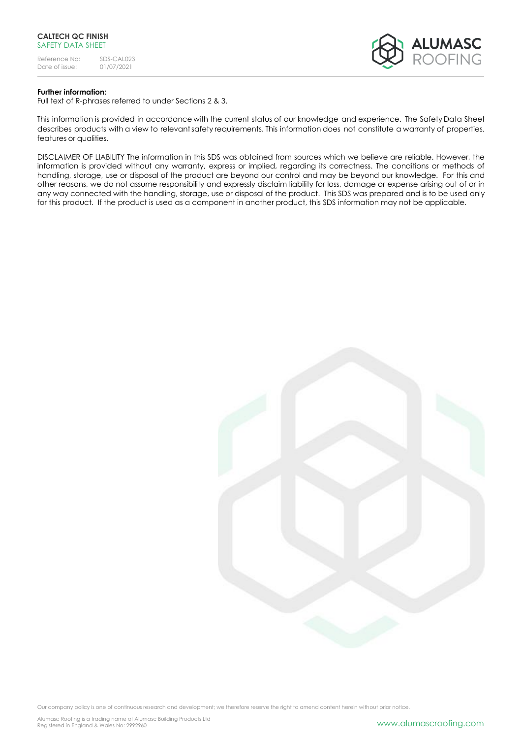**Further information:**
Full text of R-phrases referred to under Sections 2 & 3.

This information is provided in accordance with the current status of our knowledge and experience. The Safety Data Sheet describes products with a view to relevant safety requirements. This information does not constitute a warranty of properties, features or qualities.

DISCLAIMER OF LIABILITY The information in this SDS was obtained from sources which we believe are reliable. However, the information is provided without any warranty, express or implied, regarding its correctness. The conditions or methods of handling, storage, use or disposal of the product are beyond our control and may be beyond our knowledge. For this and other reasons, we do not assume responsibility and expressly disclaim liability for loss, damage or expense arising out of or in any way connected with the handling, storage, use or disposal of the product. This SDS was prepared and is to be used only for this product. If the product is used as a component in another product, this SDS information may not be applicable.